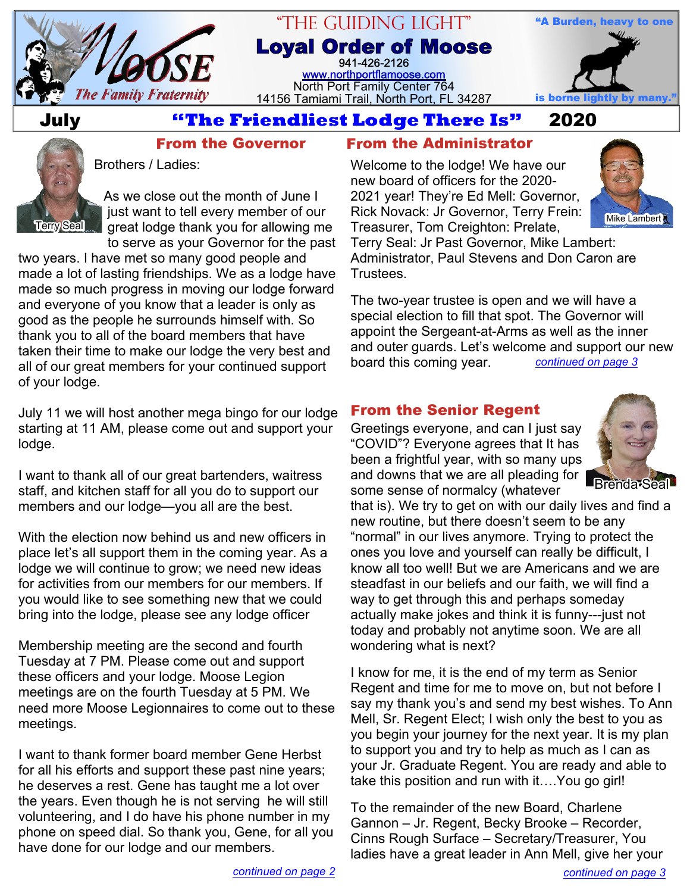# "THE GUIDING LIGHT"

## Loyal Order of Moose

941-426-2126
www.northportflamoose.com
North Port Family Center 764
14156 Tamiami Trail, North Port, FL 34287

Moose — The Family Fraternity

"A Burden, heavy to one is borne lightly by many."

**July** — **"The Friendliest Lodge There Is"** — **2020**

## From the Governor

Terry Seal

Brothers / Ladies:

As we close out the month of June I just want to tell every member of our great lodge thank you for allowing me to serve as your Governor for the past two years. I have met so many good people and made a lot of lasting friendships. We as a lodge have made so much progress in moving our lodge forward and everyone of you know that a leader is only as good as the people he surrounds himself with. So thank you to all of the board members that have taken their time to make our lodge the very best and all of our great members for your continued support of your lodge.

July 11 we will host another mega bingo for our lodge starting at 11 AM, please come out and support your lodge.

I want to thank all of our great bartenders, waitress staff, and kitchen staff for all you do to support our members and our lodge—you all are the best.

With the election now behind us and new officers in place let's all support them in the coming year. As a lodge we will continue to grow; we need new ideas for activities from our members for our members. If you would like to see something new that we could bring into the lodge, please see any lodge officer

Membership meeting are the second and fourth Tuesday at 7 PM. Please come out and support these officers and your lodge. Moose Legion meetings are on the fourth Tuesday at 5 PM. We need more Moose Legionnaires to come out to these meetings.

I want to thank former board member Gene Herbst for all his efforts and support these past nine years; he deserves a rest. Gene has taught me a lot over the years. Even though he is not serving he will still volunteering, and I do have his phone number in my phone on speed dial. So thank you, Gene, for all you have done for our lodge and our members.

*continued on page 2*

## From the Administrator

Mike Lambert

Welcome to the lodge! We have our new board of officers for the 2020-2021 year! They're Ed Mell: Governor, Rick Novack: Jr Governor, Terry Frein: Treasurer, Tom Creighton: Prelate, Terry Seal: Jr Past Governor, Mike Lambert: Administrator, Paul Stevens and Don Caron are Trustees.

The two-year trustee is open and we will have a special election to fill that spot. The Governor will appoint the Sergeant-at-Arms as well as the inner and outer guards. Let's welcome and support our new board this coming year. *continued on page 3*

## From the Senior Regent

Brenda Seal

Greetings everyone, and can I just say "COVID"? Everyone agrees that It has been a frightful year, with so many ups and downs that we are all pleading for some sense of normalcy (whatever that is). We try to get on with our daily lives and find a new routine, but there doesn't seem to be any "normal" in our lives anymore. Trying to protect the ones you love and yourself can really be difficult, I know all too well! But we are Americans and we are steadfast in our beliefs and our faith, we will find a way to get through this and perhaps someday actually make jokes and think it is funny---just not today and probably not anytime soon. We are all wondering what is next?

I know for me, it is the end of my term as Senior Regent and time for me to move on, but not before I say my thank you's and send my best wishes. To Ann Mell, Sr. Regent Elect; I wish only the best to you as you begin your journey for the next year. It is my plan to support you and try to help as much as I can as your Jr. Graduate Regent. You are ready and able to take this position and run with it….You go girl!

To the remainder of the new Board, Charlene Gannon – Jr. Regent, Becky Brooke – Recorder, Cinns Rough Surface – Secretary/Treasurer, You ladies have a great leader in Ann Mell, give her your

*continued on page 3*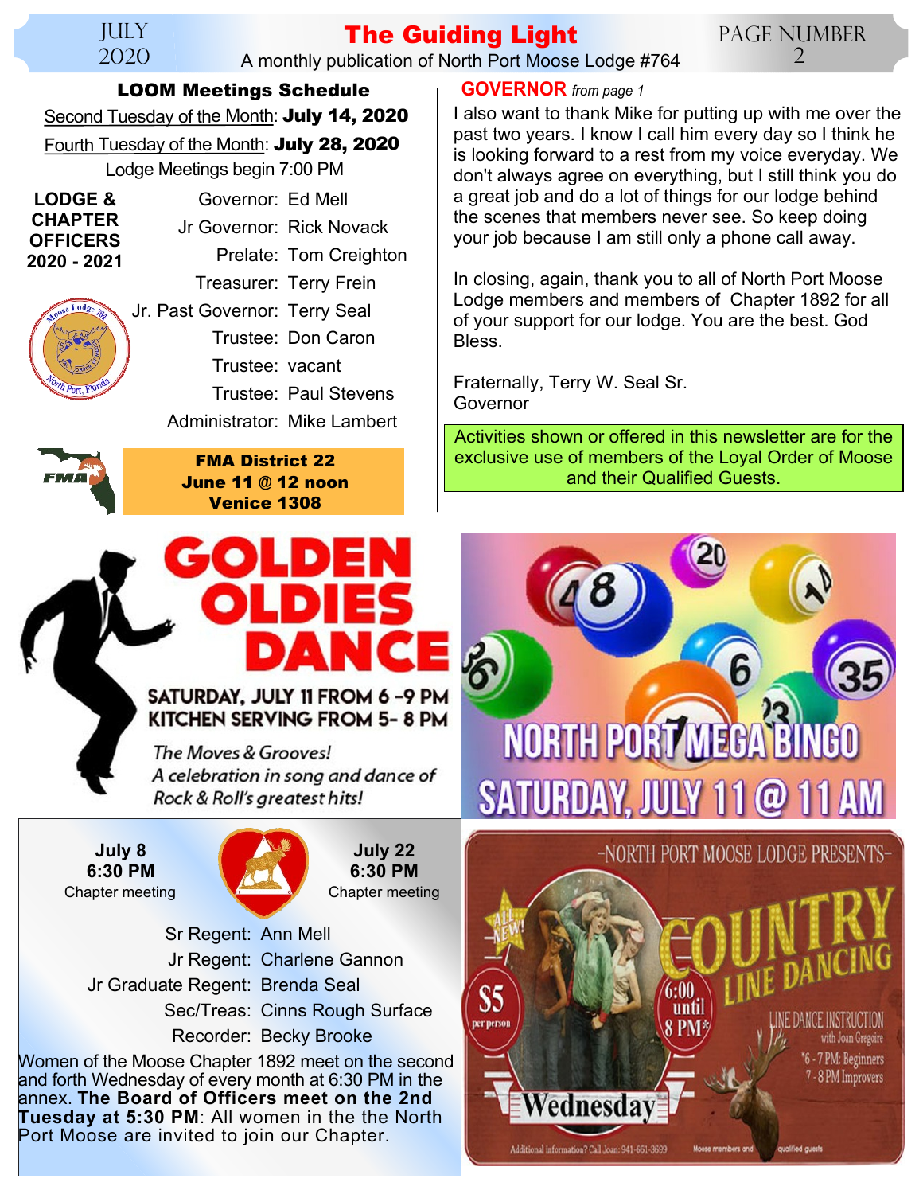## LOOM Meetings Schedule

Second Tuesday of the Month: **July 14, 2020**

Fourth Tuesday of the Month: **July 28, 2020**

Lodge Meetings begin 7:00 PM

**LODGE & CHAPTER OFFICERS 2020 - 2021**

Governor: Ed Mell
Jr Governor: Rick Novack
Prelate: Tom Creighton
Treasurer: Terry Frein
Jr. Past Governor: Terry Seal
Trustee: Don Caron
Trustee: vacant
Trustee: Paul Stevens
Administrator: Mike Lambert

**FMA District 22**
**June 11 @ 12 noon**
**Venice 1308**

## GOVERNOR *from page 1*

I also want to thank Mike for putting up with me over the past two years. I know I call him every day so I think he is looking forward to a rest from my voice everyday. We don't always agree on everything, but I still think you do a great job and do a lot of things for our lodge behind the scenes that members never see. So keep doing your job because I am still only a phone call away.

In closing, again, thank you to all of North Port Moose Lodge members and members of Chapter 1892 for all of your support for our lodge. You are the best. God Bless.

Fraternally, Terry W. Seal Sr.
Governor

Activities shown or offered in this newsletter are for the exclusive use of members of the Loyal Order of Moose and their Qualified Guests.

## GOLDEN OLDIES DANCE

SATURDAY, JULY 11 FROM 6 -9 PM
KITCHEN SERVING FROM 5- 8 PM

*The Moves & Grooves!*
*A celebration in song and dance of Rock & Roll's greatest hits!*

## NORTH PORT MEGA BINGO

SATURDAY, JULY 11 @ 11 AM

**July 8**
**6:30 PM**
Chapter meeting

**July 22**
**6:30 PM**
Chapter meeting

Sr Regent: Ann Mell
Jr Regent: Charlene Gannon
Jr Graduate Regent: Brenda Seal
Sec/Treas: Cinns Rough Surface
Recorder: Becky Brooke

Women of the Moose Chapter 1892 meet on the second and forth Wednesday of every month at 6:30 PM in the annex. **The Board of Officers meet on the 2nd Tuesday at 5:30 PM**: All women in the North Port Moose are invited to join our Chapter.

-NORTH PORT MOOSE LODGE PRESENTS-

## COUNTRY LINE DANCING

ALL NEW!

$5 per person

6:00 until 8 PM*

LINE DANCE INSTRUCTION with Joan Gregoire
*6 - 7 PM: Beginners
7 - 8 PM Improvers

Wednesday

Additional information? Call Joan: 941-661-3699 Moose members and qualified guests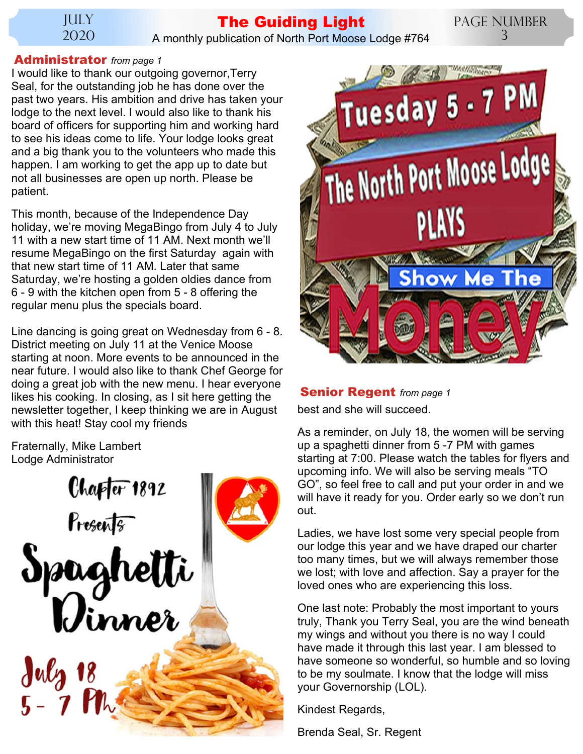## Administrator *from page 1*

I would like to thank our outgoing governor,Terry Seal, for the outstanding job he has done over the past two years. His ambition and drive has taken your lodge to the next level. I would also like to thank his board of officers for supporting him and working hard to see his ideas come to life. Your lodge looks great and a big thank you to the volunteers who made this happen. I am working to get the app up to date but not all businesses are open up north. Please be patient.

This month, because of the Independence Day holiday, we're moving MegaBingo from July 4 to July 11 with a new start time of 11 AM. Next month we'll resume MegaBingo on the first Saturday again with that new start time of 11 AM. Later that same Saturday, we're hosting a golden oldies dance from 6 - 9 with the kitchen open from 5 - 8 offering the regular menu plus the specials board.

Line dancing is going great on Wednesday from 6 - 8. District meeting on July 11 at the Venice Moose starting at noon. More events to be announced in the near future. I would also like to thank Chef George for doing a great job with the new menu. I hear everyone likes his cooking. In closing, as I sit here getting the newsletter together, I keep thinking we are in August with this heat! Stay cool my friends

Fraternally, Mike Lambert
Lodge Administrator

Chapter 1892 Presents Spaghetti Dinner
July 18
5 - 7 PM

Tuesday 5 - 7 PM
The North Port Moose Lodge PLAYS
Show Me The Money

## Senior Regent *from page 1*

best and she will succeed.

As a reminder, on July 18, the women will be serving up a spaghetti dinner from 5 -7 PM with games starting at 7:00. Please watch the tables for flyers and upcoming info. We will also be serving meals "TO GO", so feel free to call and put your order in and we will have it ready for you. Order early so we don't run out.

Ladies, we have lost some very special people from our lodge this year and we have draped our charter too many times, but we will always remember those we lost; with love and affection. Say a prayer for the loved ones who are experiencing this loss.

One last note: Probably the most important to yours truly, Thank you Terry Seal, you are the wind beneath my wings and without you there is no way I could have made it through this last year. I am blessed to have someone so wonderful, so humble and so loving to be my soulmate. I know that the lodge will miss your Governorship (LOL).

Kindest Regards,

Brenda Seal, Sr. Regent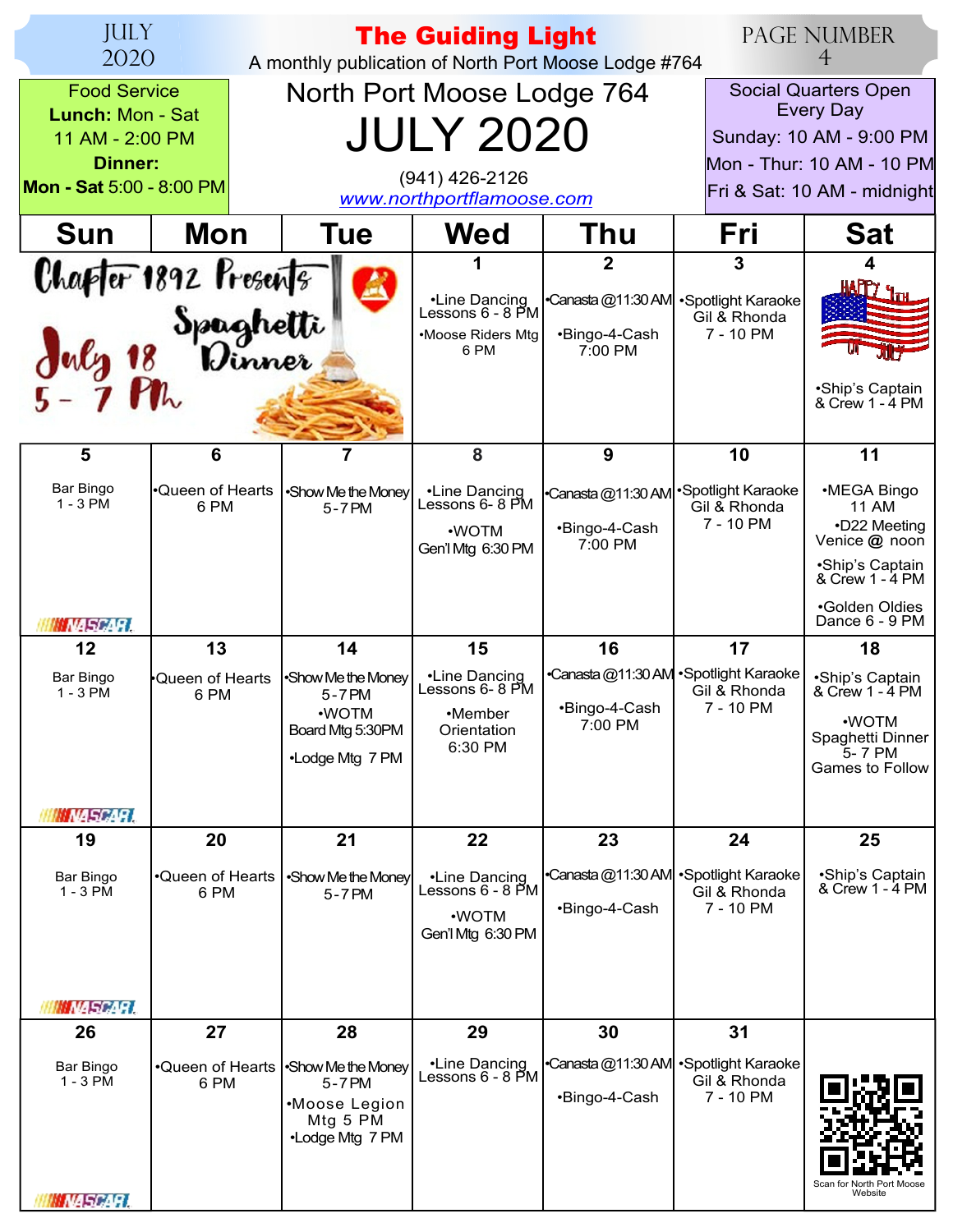JULY 2020

# The Guiding Light

A monthly publication of North Port Moose Lodge #764

**Food Service**
**Lunch:** Mon - Sat
11 AM - 2:00 PM
**Dinner:**
**Mon - Sat** 5:00 - 8:00 PM

## North Port Moose Lodge 764

# JULY 2020

(941) 426-2126
www.northportflamoose.com

**Social Quarters Open Every Day**
Sunday: 10 AM - 9:00 PM
Mon - Thur: 10 AM - 10 PM
Fri & Sat: 10 AM - midnight

| Sun | Mon | Tue | Wed | Thu | Fri | Sat |
|---|---|---|---|---|---|---|
| Chapter 1892 Presents Spaghetti Dinner July 18 5 - 7 PM | | | 1<br>•Line Dancing Lessons 6 - 8 PM<br>•Moose Riders Mtg 6 PM | 2<br>•Canasta @11:30 AM<br>•Bingo-4-Cash 7:00 PM | 3<br>•Spotlight Karaoke Gil & Rhonda 7 - 10 PM | 4<br>HAPPY 4th OF JULY<br>•Ship's Captain & Crew 1 - 4 PM |
| 5<br>Bar Bingo 1 - 3 PM<br>NASCAR | 6<br>•Queen of Hearts 6 PM | 7<br>•Show Me the Money 5-7 PM | 8<br>•Line Dancing Lessons 6- 8 PM<br>•WOTM Gen'l Mtg 6:30 PM | 9<br>•Canasta @11:30 AM<br>•Bingo-4-Cash 7:00 PM | 10<br>•Spotlight Karaoke Gil & Rhonda 7 - 10 PM | 11<br>•MEGA Bingo 11 AM<br>•D22 Meeting Venice @ noon<br>•Ship's Captain & Crew 1 - 4 PM<br>•Golden Oldies Dance 6 - 9 PM |
| 12<br>Bar Bingo 1 - 3 PM<br>NASCAR | 13<br>•Queen of Hearts 6 PM | 14<br>•Show Me the Money 5-7 PM<br>•WOTM Board Mtg 5:30PM<br>•Lodge Mtg 7 PM | 15<br>•Line Dancing Lessons 6- 8 PM<br>•Member Orientation 6:30 PM | 16<br>•Canasta @11:30 AM<br>•Bingo-4-Cash 7:00 PM | 17<br>•Spotlight Karaoke Gil & Rhonda 7 - 10 PM | 18<br>•Ship's Captain & Crew 1 - 4 PM<br>•WOTM Spaghetti Dinner 5- 7 PM Games to Follow |
| 19<br>Bar Bingo 1 - 3 PM<br>NASCAR | 20<br>•Queen of Hearts 6 PM | 21<br>•Show Me the Money 5-7 PM | 22<br>•Line Dancing Lessons 6 - 8 PM<br>•WOTM Gen'l Mtg 6:30 PM | 23<br>•Canasta @11:30 AM<br>•Bingo-4-Cash | 24<br>•Spotlight Karaoke Gil & Rhonda 7 - 10 PM | 25<br>•Ship's Captain & Crew 1 - 4 PM |
| 26<br>Bar Bingo 1 - 3 PM<br>NASCAR | 27<br>•Queen of Hearts 6 PM | 28<br>•Show Me the Money 5-7 PM<br>•Moose Legion Mtg 5 PM<br>•Lodge Mtg 7 PM | 29<br>•Line Dancing Lessons 6 - 8 PM | 30<br>•Canasta @11:30 AM<br>•Bingo-4-Cash | 31<br>•Spotlight Karaoke Gil & Rhonda 7 - 10 PM | Scan for North Port Moose Website |